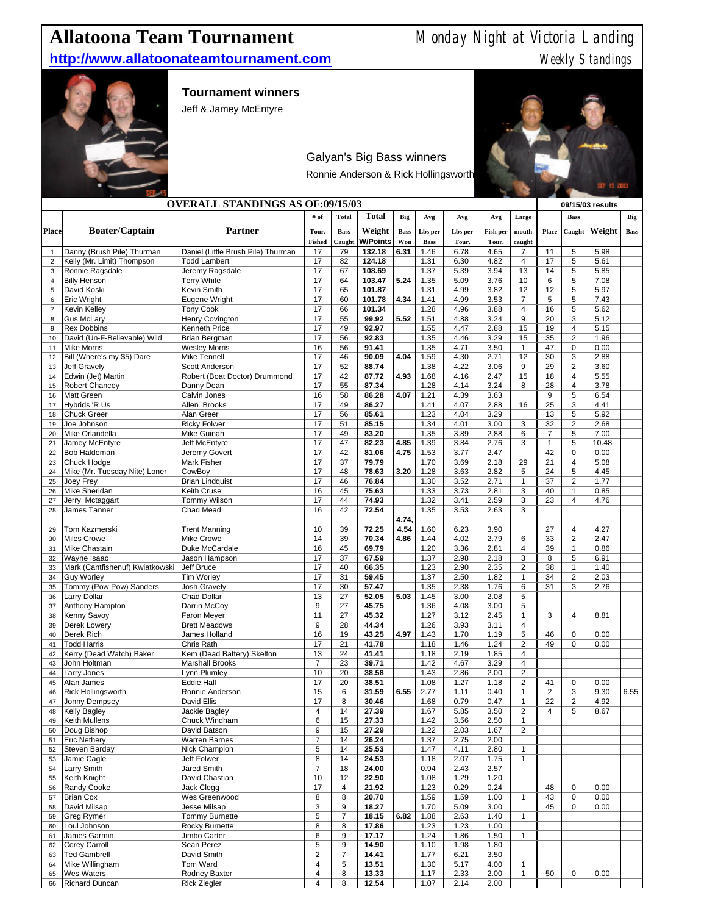# Allatoona Team Tournament

Monday Night at Victoria Landing

**http://www.allatoonateamtournament.com**

Weekly Standings

**Tournament winners**

Jeff & Jamey McEntyre

Galyan's Big Bass winners

Ronnie Anderson & Rick Hollingsworth

## OVERALL STANDINGS AS OF:09/15/03

| Place | Boater/Captain | Partner | # of Tour. Fished | Total Bass Caught | Total Weight W/Points | Big Bass Won | Avg Lbs per Bass | Avg Lbs per Tour. | Avg Fish per Tour. | Large mouth caught | 09/15/03 results Place | Bass Caught | Weight | Big Bass |
|---|---|---|---|---|---|---|---|---|---|---|---|---|---|---|
| 1 | Danny (Brush Pile) Thurman | Daniel (Little Brush Pile) Thurman | 17 | 79 | **132.18** | **6.31** | 1.46 | 6.78 | 4.65 | 7 | 11 | 5 | 5.98 | |
| 2 | Kelly (Mr. Limit) Thompson | Todd Lambert | 17 | 82 | **124.18** | | 1.31 | 6.30 | 4.82 | 4 | 17 | 5 | 5.61 | |
| 3 | Ronnie Ragsdale | Jeremy Ragsdale | 17 | 67 | **108.69** | | 1.37 | 5.39 | 3.94 | 13 | 14 | 5 | 5.85 | |
| 4 | Billy Henson | Terry White | 17 | 64 | **103.47** | **5.24** | 1.35 | 5.09 | 3.76 | 10 | 6 | 5 | 7.08 | |
| 5 | David Koski | Kevin Smith | 17 | 65 | **101.87** | | 1.31 | 4.99 | 3.82 | 12 | 12 | 5 | 5.97 | |
| 6 | Eric Wright | Eugene Wright | 17 | 60 | **101.78** | **4.34** | 1.41 | 4.99 | 3.53 | 7 | 5 | 5 | 7.43 | |
| 7 | Kevin Kelley | Tony Cook | 17 | 66 | **101.34** | | 1.28 | 4.96 | 3.88 | 4 | 16 | 5 | 5.62 | |
| 8 | Gus McLary | Henry Covington | 17 | 55 | **99.92** | **5.52** | 1.51 | 4.88 | 3.24 | 9 | 20 | 3 | 5.12 | |
| 9 | Rex Dobbins | Kenneth Price | 17 | 49 | **92.97** | | 1.55 | 4.47 | 2.88 | 15 | 19 | 4 | 5.15 | |
| 10 | David (Un-F-Believable) Wild | Brian Bergman | 17 | 56 | **92.83** | | 1.35 | 4.46 | 3.29 | 15 | 35 | 2 | 1.96 | |
| 11 | Mike Morris | Wesley Morris | 16 | 56 | **91.41** | | 1.35 | 4.71 | 3.50 | 1 | 47 | 0 | 0.00 | |
| 12 | Bill (Where's my $5) Dare | Mike Tennell | 17 | 46 | **90.09** | **4.04** | 1.59 | 4.30 | 2.71 | 12 | 30 | 3 | 2.88 | |
| 13 | Jeff Gravely | Scott Anderson | 17 | 52 | **88.74** | | 1.38 | 4.22 | 3.06 | 9 | 29 | 2 | 3.60 | |
| 14 | Edwin (Jet) Martin | Robert (Boat Doctor) Drummond | 17 | 42 | **87.72** | **4.93** | 1.68 | 4.16 | 2.47 | 15 | 18 | 4 | 5.55 | |
| 15 | Robert Chancey | Danny Dean | 17 | 55 | **87.34** | | 1.28 | 4.14 | 3.24 | 8 | 28 | 4 | 3.78 | |
| 16 | Matt Green | Calvin Jones | 16 | 58 | **86.28** | **4.07** | 1.21 | 4.39 | 3.63 | | 9 | 5 | 6.54 | |
| 17 | Hybrids 'R Us | Allen Brooks | 17 | 49 | **86.27** | | 1.41 | 4.07 | 2.88 | 16 | 25 | 3 | 4.41 | |
| 18 | Chuck Greer | Alan Greer | 17 | 56 | **85.61** | | 1.23 | 4.04 | 3.29 | | 13 | 5 | 5.92 | |
| 19 | Joe Johnson | Ricky Folwer | 17 | 51 | **85.15** | | 1.34 | 4.01 | 3.00 | 3 | 32 | 2 | 2.68 | |
| 20 | Mike Orlandella | Mike Guinan | 17 | 49 | **83.20** | | 1.35 | 3.89 | 2.88 | 6 | 7 | 5 | 7.00 | |
| 21 | Jamey McEntyre | Jeff McEntyre | 17 | 47 | **82.23** | **4.85** | 1.39 | 3.84 | 2.76 | 3 | 1 | 5 | 10.48 | |
| 22 | Bob Haldeman | Jeremy Govert | 17 | 42 | **81.06** | **4.75** | 1.53 | 3.77 | 2.47 | | 42 | 0 | 0.00 | |
| 23 | Chuck Hodge | Mark Fisher | 17 | 37 | **79.79** | | 1.70 | 3.69 | 2.18 | 29 | 21 | 4 | 5.08 | |
| 24 | Mike (Mr. Tuesday Nite) Loner | CowBoy | 17 | 48 | **78.63** | **3.20** | 1.28 | 3.63 | 2.82 | 5 | 24 | 5 | 4.45 | |
| 25 | Joey Frey | Brian Lindquist | 17 | 46 | **76.84** | | 1.30 | 3.52 | 2.71 | 1 | 37 | 2 | 1.77 | |
| 26 | Mike Sheridan | Keith Cruse | 16 | 45 | **75.63** | | 1.33 | 3.73 | 2.81 | 3 | 40 | 1 | 0.85 | |
| 27 | Jerry Mctaggart | Tommy Wilson | 17 | 44 | **74.93** | | 1.32 | 3.41 | 2.59 | 3 | 23 | 4 | 4.76 | |
| 28 | James Tanner | Chad Mead | 16 | 42 | **72.54** | | 1.35 | 3.53 | 2.63 | 3 | | | | |
| 29 | Tom Kazmerski | Trent Manning | 10 | 39 | **72.25** | **4.74, 4.54** | 1.60 | 6.23 | 3.90 | | 27 | 4 | 4.27 | |
| 30 | Miles Crowe | Mike Crowe | 14 | 39 | **70.34** | **4.86** | 1.44 | 4.02 | 2.79 | 6 | 33 | 2 | 2.47 | |
| 31 | Mike Chastain | Duke McCardale | 16 | 45 | **69.79** | | 1.20 | 3.36 | 2.81 | 4 | 39 | 1 | 0.86 | |
| 32 | Wayne Isaac | Jason Hampson | 17 | 37 | **67.59** | | 1.37 | 2.98 | 2.18 | 3 | 8 | 5 | 6.91 | |
| 33 | Mark (Cantfishenuf) Kwiatkowski | Jeff Bruce | 17 | 40 | **66.35** | | 1.23 | 2.90 | 2.35 | 2 | 38 | 1 | 1.40 | |
| 34 | Guy Worley | Tim Worley | 17 | 31 | **59.45** | | 1.37 | 2.50 | 1.82 | 1 | 34 | 2 | 2.03 | |
| 35 | Tommy (Pow Pow) Sanders | Josh Gravely | 17 | 30 | **57.47** | | 1.35 | 2.38 | 1.76 | 6 | 31 | 3 | 2.76 | |
| 36 | Larry Dollar | Chad Dollar | 13 | 27 | **52.05** | **5.03** | 1.45 | 3.00 | 2.08 | 5 | | | | |
| 37 | Anthony Hampton | Darrin McCoy | 9 | 27 | **45.75** | | 1.36 | 4.08 | 3.00 | 5 | | | | |
| 38 | Kenny Savoy | Faron Meyer | 11 | 27 | **45.32** | | 1.27 | 3.12 | 2.45 | 1 | 3 | 4 | 8.81 | |
| 39 | Derek Lowery | Brett Meadows | 9 | 28 | **44.34** | | 1.26 | 3.93 | 3.11 | 4 | | | | |
| 40 | Derek Rich | James Holland | 16 | 19 | **43.25** | **4.97** | 1.43 | 1.70 | 1.19 | 5 | 46 | 0 | 0.00 | |
| 41 | Todd Harris | Chris Rath | 17 | 21 | **41.78** | | 1.18 | 1.46 | 1.24 | 2 | 49 | 0 | 0.00 | |
| 42 | Kerry (Dead Watch) Baker | Kem (Dead Battery) Skelton | 13 | 24 | **41.41** | | 1.18 | 2.19 | 1.85 | 4 | | | | |
| 43 | John Holtman | Marshall Brooks | 7 | 23 | **39.71** | | 1.42 | 4.67 | 3.29 | 4 | | | | |
| 44 | Larry Jones | Lynn Plumley | 10 | 20 | **38.58** | | 1.43 | 2.86 | 2.00 | 2 | | | | |
| 45 | Alan James | Eddie Hall | 17 | 20 | **38.51** | | 1.08 | 1.27 | 1.18 | 2 | 41 | 0 | 0.00 | |
| 46 | Rick Hollingsworth | Ronnie Anderson | 15 | 6 | **31.59** | **6.55** | 2.77 | 1.11 | 0.40 | 1 | 2 | 3 | 9.30 | 6.55 |
| 47 | Jonny Dempsey | David Ellis | 17 | 8 | **30.46** | | 1.68 | 0.79 | 0.47 | 1 | 22 | 2 | 4.92 | |
| 48 | Kelly Bagley | Jackie Bagley | 4 | 14 | **27.39** | | 1.67 | 5.85 | 3.50 | 2 | 4 | 5 | 8.67 | |
| 49 | Keith Mullens | Chuck Windham | 6 | 15 | **27.33** | | 1.42 | 3.56 | 2.50 | 1 | | | | |
| 50 | Doug Bishop | David Batson | 9 | 15 | **27.29** | | 1.22 | 2.03 | 1.67 | 2 | | | | |
| 51 | Eric Nethery | Warren Barnes | 7 | 14 | **26.24** | | 1.37 | 2.75 | 2.00 | | | | | |
| 52 | Steven Barday | Nick Champion | 5 | 14 | **25.53** | | 1.47 | 4.11 | 2.80 | 1 | | | | |
| 53 | Jamie Cagle | Jeff Folwer | 8 | 14 | **24.53** | | 1.18 | 2.07 | 1.75 | 1 | | | | |
| 54 | Larry Smith | Jared Smith | 7 | 18 | **24.00** | | 0.94 | 2.43 | 2.57 | | | | | |
| 55 | Keith Knight | David Chastian | 10 | 12 | **22.90** | | 1.08 | 1.29 | 1.20 | | | | | |
| 56 | Randy Cooke | Jack Clegg | 17 | 4 | **21.92** | | 1.23 | 0.29 | 0.24 | | 48 | 0 | 0.00 | |
| 57 | Brian Cox | Wes Greenwood | 8 | 8 | **20.70** | | 1.59 | 1.59 | 1.00 | 1 | 43 | 0 | 0.00 | |
| 58 | David Milsap | Jesse Milsap | 3 | 9 | **18.27** | | 1.70 | 5.09 | 3.00 | | 45 | 0 | 0.00 | |
| 59 | Greg Rymer | Tommy Burnette | 5 | 7 | **18.15** | **6.82** | 1.88 | 2.63 | 1.40 | 1 | | | | |
| 60 | Loul Johnson | Rocky Burnette | 8 | 8 | **17.86** | | 1.23 | 1.23 | 1.00 | | | | | |
| 61 | James Garmin | Jimbo Carter | 6 | 9 | **17.17** | | 1.24 | 1.86 | 1.50 | 1 | | | | |
| 62 | Corey Carroll | Sean Perez | 5 | 9 | **14.90** | | 1.10 | 1.98 | 1.80 | | | | | |
| 63 | Ted Gambrell | David Smith | 2 | 7 | **14.41** | | 1.77 | 6.21 | 3.50 | | | | | |
| 64 | Mike Willingham | Tom Ward | 4 | 5 | **13.51** | | 1.30 | 5.17 | 4.00 | 1 | | | | |
| 65 | Wes Waters | Rodney Baxter | 4 | 8 | **13.33** | | 1.17 | 2.33 | 2.00 | 1 | 50 | 0 | 0.00 | |
| 66 | Richard Duncan | Rick Ziegler | 4 | 8 | **12.54** | | 1.07 | 2.14 | 2.00 | | | | | |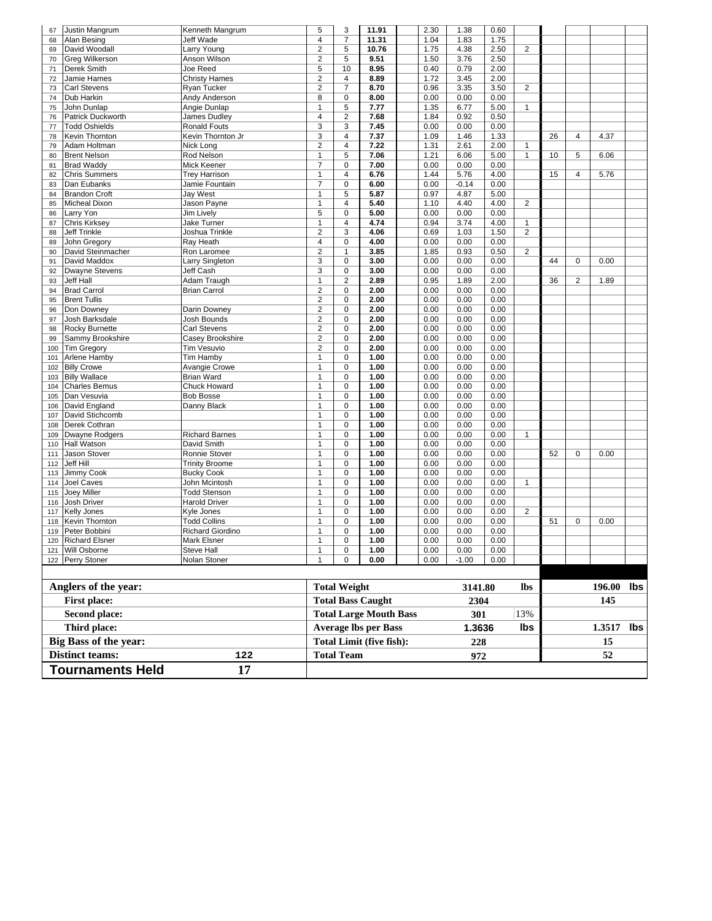| | | | | | | | | | | | | | | | |
|---|---|---|---|---|---|---|---|---|---|---|---|---|---|---|---|
| 67 | Justin Mangrum | Kenneth Mangrum | 5 | 3 | **11.91** | | 2.30 | 1.38 | 0.60 | | | | | | |
| 68 | Alan Besing | Jeff Wade | 4 | 7 | **11.31** | | 1.04 | 1.83 | 1.75 | | | | | | |
| 69 | David Woodall | Larry Young | 2 | 5 | **10.76** | | 1.75 | 4.38 | 2.50 | 2 | | | | | |
| 70 | Greg Wilkerson | Anson Wilson | 2 | 5 | **9.51** | | 1.50 | 3.76 | 2.50 | | | | | | |
| 71 | Derek Smith | Joe Reed | 5 | 10 | **8.95** | | 0.40 | 0.79 | 2.00 | | | | | | |
| 72 | Jamie Hames | Christy Hames | 2 | 4 | **8.89** | | 1.72 | 3.45 | 2.00 | | | | | | |
| 73 | Carl Stevens | Ryan Tucker | 2 | 7 | **8.70** | | 0.96 | 3.35 | 3.50 | 2 | | | | | |
| 74 | Dub Harkin | Andy Anderson | 8 | 0 | **8.00** | | 0.00 | 0.00 | 0.00 | | | | | | |
| 75 | John Dunlap | Angie Dunlap | 1 | 5 | **7.77** | | 1.35 | 6.77 | 5.00 | 1 | | | | | |
| 76 | Patrick Duckworth | James Dudley | 4 | 2 | **7.68** | | 1.84 | 0.92 | 0.50 | | | | | | |
| 77 | Todd Oshields | Ronald Fouts | 3 | 3 | **7.45** | | 0.00 | 0.00 | 0.00 | | | | | | |
| 78 | Kevin Thornton | Kevin Thornton Jr | 3 | 4 | **7.37** | | 1.09 | 1.46 | 1.33 | | | 26 | 4 | 4.37 | |
| 79 | Adam Holtman | Nick Long | 2 | 4 | **7.22** | | 1.31 | 2.61 | 2.00 | 1 | | | | | |
| 80 | Brent Nelson | Rod Nelson | 1 | 5 | **7.06** | | 1.21 | 6.06 | 5.00 | 1 | | 10 | 5 | 6.06 | |
| 81 | Brad Waddy | Mick Keener | 7 | 0 | **7.00** | | 0.00 | 0.00 | 0.00 | | | | | | |
| 82 | Chris Summers | Trey Harrison | 1 | 4 | **6.76** | | 1.44 | 5.76 | 4.00 | | | 15 | 4 | 5.76 | |
| 83 | Dan Eubanks | Jamie Fountain | 7 | 0 | **6.00** | | 0.00 | -0.14 | 0.00 | | | | | | |
| 84 | Brandon Croft | Jay West | 1 | 5 | **5.87** | | 0.97 | 4.87 | 5.00 | | | | | | |
| 85 | Micheal Dixon | Jason Payne | 1 | 4 | **5.40** | | 1.10 | 4.40 | 4.00 | 2 | | | | | |
| 86 | Larry Yon | Jim Lively | 5 | 0 | **5.00** | | 0.00 | 0.00 | 0.00 | | | | | | |
| 87 | Chris Kirksey | Jake Turner | 1 | 4 | **4.74** | | 0.94 | 3.74 | 4.00 | 1 | | | | | |
| 88 | Jeff Trinkle | Joshua Trinkle | 2 | 3 | **4.06** | | 0.69 | 1.03 | 1.50 | 2 | | | | | |
| 89 | John Gregory | Ray Heath | 4 | 0 | **4.00** | | 0.00 | 0.00 | 0.00 | | | | | | |
| 90 | David Steinmacher | Ron Laromee | 2 | 1 | **3.85** | | 1.85 | 0.93 | 0.50 | 2 | | | | | |
| 91 | David Maddox | Larry Singleton | 3 | 0 | **3.00** | | 0.00 | 0.00 | 0.00 | | | 44 | 0 | 0.00 | |
| 92 | Dwayne Stevens | Jeff Cash | 3 | 0 | **3.00** | | 0.00 | 0.00 | 0.00 | | | | | | |
| 93 | Jeff Hall | Adam Traugh | 1 | 2 | **2.89** | | 0.95 | 1.89 | 2.00 | | | 36 | 2 | 1.89 | |
| 94 | Brad Carrol | Brian Carrol | 2 | 0 | **2.00** | | 0.00 | 0.00 | 0.00 | | | | | | |
| 95 | Brent Tullis | | 2 | 0 | **2.00** | | 0.00 | 0.00 | 0.00 | | | | | | |
| 96 | Don Downey | Darin Downey | 2 | 0 | **2.00** | | 0.00 | 0.00 | 0.00 | | | | | | |
| 97 | Josh Barksdale | Josh Bounds | 2 | 0 | **2.00** | | 0.00 | 0.00 | 0.00 | | | | | | |
| 98 | Rocky Burnette | Carl Stevens | 2 | 0 | **2.00** | | 0.00 | 0.00 | 0.00 | | | | | | |
| 99 | Sammy Brookshire | Casey Brookshire | 2 | 0 | **2.00** | | 0.00 | 0.00 | 0.00 | | | | | | |
| 100 | Tim Gregory | Tim Vesuvio | 2 | 0 | **2.00** | | 0.00 | 0.00 | 0.00 | | | | | | |
| 101 | Arlene Hamby | Tim Hamby | 1 | 0 | **1.00** | | 0.00 | 0.00 | 0.00 | | | | | | |
| 102 | Billy Crowe | Avangie Crowe | 1 | 0 | **1.00** | | 0.00 | 0.00 | 0.00 | | | | | | |
| 103 | Billy Wallace | Brian Ward | 1 | 0 | **1.00** | | 0.00 | 0.00 | 0.00 | | | | | | |
| 104 | Charles Bemus | Chuck Howard | 1 | 0 | **1.00** | | 0.00 | 0.00 | 0.00 | | | | | | |
| 105 | Dan Vesuvia | Bob Bosse | 1 | 0 | **1.00** | | 0.00 | 0.00 | 0.00 | | | | | | |
| 106 | David England | Danny Black | 1 | 0 | **1.00** | | 0.00 | 0.00 | 0.00 | | | | | | |
| 107 | David Stichcomb | | 1 | 0 | **1.00** | | 0.00 | 0.00 | 0.00 | | | | | | |
| 108 | Derek Cothran | | 1 | 0 | **1.00** | | 0.00 | 0.00 | 0.00 | | | | | | |
| 109 | Dwayne Rodgers | Richard Barnes | 1 | 0 | **1.00** | | 0.00 | 0.00 | 0.00 | 1 | | | | | |
| 110 | Hall Watson | David Smith | 1 | 0 | **1.00** | | 0.00 | 0.00 | 0.00 | | | | | | |
| 111 | Jason Stover | Ronnie Stover | 1 | 0 | **1.00** | | 0.00 | 0.00 | 0.00 | | | 52 | 0 | 0.00 | |
| 112 | Jeff Hill | Trinity Broome | 1 | 0 | **1.00** | | 0.00 | 0.00 | 0.00 | | | | | | |
| 113 | Jimmy Cook | Bucky Cook | 1 | 0 | **1.00** | | 0.00 | 0.00 | 0.00 | | | | | | |
| 114 | Joel Caves | John Mcintosh | 1 | 0 | **1.00** | | 0.00 | 0.00 | 0.00 | 1 | | | | | |
| 115 | Joey Miller | Todd Stenson | 1 | 0 | **1.00** | | 0.00 | 0.00 | 0.00 | | | | | | |
| 116 | Josh Driver | Harold Driver | 1 | 0 | **1.00** | | 0.00 | 0.00 | 0.00 | | | | | | |
| 117 | Kelly Jones | Kyle Jones | 1 | 0 | **1.00** | | 0.00 | 0.00 | 0.00 | 2 | | | | | |
| 118 | Kevin Thornton | Todd Collins | 1 | 0 | **1.00** | | 0.00 | 0.00 | 0.00 | | | 51 | 0 | 0.00 | |
| 119 | Peter Bobbini | Richard Giordino | 1 | 0 | **1.00** | | 0.00 | 0.00 | 0.00 | | | | | | |
| 120 | Richard Elsner | Mark Elsner | 1 | 0 | **1.00** | | 0.00 | 0.00 | 0.00 | | | | | | |
| 121 | Will Osborne | Steve Hall | 1 | 0 | **1.00** | | 0.00 | 0.00 | 0.00 | | | | | | |
| 122 | Perry Stoner | Nolan Stoner | 1 | 0 | **0.00** | | 0.00 | -1.00 | 0.00 | | | | | | |

| | | | | | | |
|---|---|---|---|---|---|---|
| **Anglers of the year:** | | **Total Weight** | **3141.80** | **lbs** | **196.00** | **lbs** |
| **First place:** | | **Total Bass Caught** | **2304** | | **145** | |
| **Second place:** | | **Total Large Mouth Bass** | **301** | 13% | | |
| **Third place:** | | **Average lbs per Bass** | **1.3636** | **lbs** | **1.3517** | **lbs** |
| **Big Bass of the year:** | | **Total Limit (five fish):** | **228** | | **15** | |
| **Distinct teams:** | **122** | **Total Team** | **972** | | **52** | |
| **Tournaments Held** | **17** | | | | | |